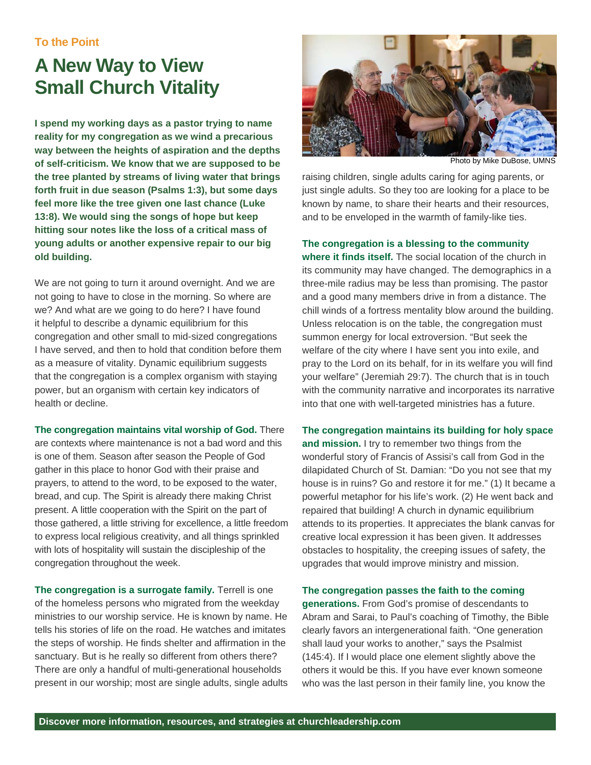To the Point

# A New Way to View Small Church Vitality

**I spend my working days as a pastor trying to name reality for my congregation as we wind a precarious way between the heights of aspiration and the depths of self-criticism. We know that we are supposed to be the tree planted by streams of living water that brings forth fruit in due season (Psalms 1:3), but some days feel more like the tree given one last chance (Luke 13:8). We would sing the songs of hope but keep hitting sour notes like the loss of a critical mass of young adults or another expensive repair to our big old building.**

We are not going to turn it around overnight. And we are not going to have to close in the morning. So where are we? And what are we going to do here? I have found it helpful to describe a dynamic equilibrium for this congregation and other small to mid-sized congregations I have served, and then to hold that condition before them as a measure of vitality. Dynamic equilibrium suggests that the congregation is a complex organism with staying power, but an organism with certain key indicators of health or decline.

**The congregation maintains vital worship of God.** There are contexts where maintenance is not a bad word and this is one of them. Season after season the People of God gather in this place to honor God with their praise and prayers, to attend to the word, to be exposed to the water, bread, and cup. The Spirit is already there making Christ present. A little cooperation with the Spirit on the part of those gathered, a little striving for excellence, a little freedom to express local religious creativity, and all things sprinkled with lots of hospitality will sustain the discipleship of the congregation throughout the week.

**The congregation is a surrogate family.** Terrell is one of the homeless persons who migrated from the weekday ministries to our worship service. He is known by name. He tells his stories of life on the road. He watches and imitates the steps of worship. He finds shelter and affirmation in the sanctuary. But is he really so different from others there? There are only a handful of multi-generational households present in our worship; most are single adults, single adults raising children, single adults caring for aging parents, or just single adults. So they too are looking for a place to be known by name, to share their hearts and their resources, and to be enveloped in the warmth of family-like ties.

Photo by Mike DuBose, UMNS

**The congregation is a blessing to the community where it finds itself.** The social location of the church in its community may have changed. The demographics in a three-mile radius may be less than promising. The pastor and a good many members drive in from a distance. The chill winds of a fortress mentality blow around the building. Unless relocation is on the table, the congregation must summon energy for local extroversion. "But seek the welfare of the city where I have sent you into exile, and pray to the Lord on its behalf, for in its welfare you will find your welfare" (Jeremiah 29:7). The church that is in touch with the community narrative and incorporates its narrative into that one with well-targeted ministries has a future.

**The congregation maintains its building for holy space and mission.** I try to remember two things from the wonderful story of Francis of Assisi's call from God in the dilapidated Church of St. Damian: "Do you not see that my house is in ruins? Go and restore it for me." (1) It became a powerful metaphor for his life's work. (2) He went back and repaired that building! A church in dynamic equilibrium attends to its properties. It appreciates the blank canvas for creative local expression it has been given. It addresses obstacles to hospitality, the creeping issues of safety, the upgrades that would improve ministry and mission.

**The congregation passes the faith to the coming generations.** From God's promise of descendants to Abram and Sarai, to Paul's coaching of Timothy, the Bible clearly favors an intergenerational faith. "One generation shall laud your works to another," says the Psalmist (145:4). If I would place one element slightly above the others it would be this. If you have ever known someone who was the last person in their family line, you know the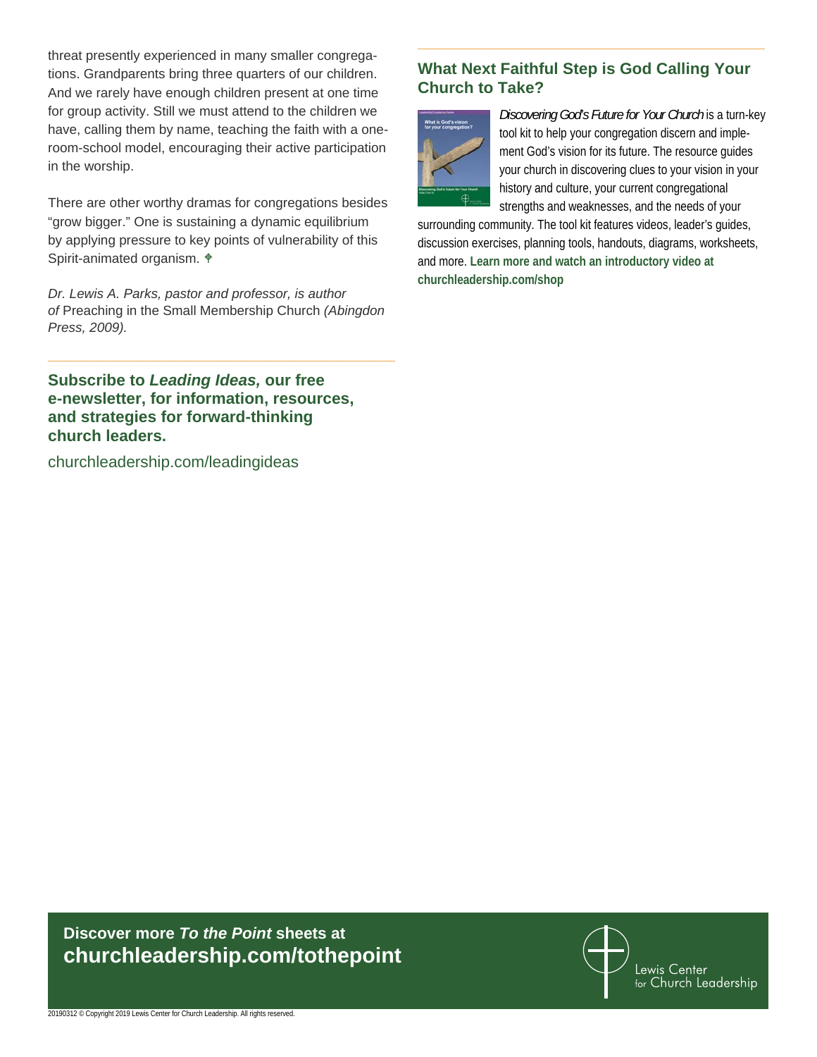threat presently experienced in many smaller congregations. Grandparents bring three quarters of our children. And we rarely have enough children present at one time for group activity. Still we must attend to the children we have, calling them by name, teaching the faith with a one-room-school model, encouraging their active participation in the worship.

There are other worthy dramas for congregations besides "grow bigger." One is sustaining a dynamic equilibrium by applying pressure to key points of vulnerability of this Spirit-animated organism. ⌖

*Dr. Lewis A. Parks, pastor and professor, is author of* Preaching in the Small Membership Church *(Abingdon Press, 2009).*

**Subscribe to *Leading Ideas,* our free e-newsletter, for information, resources, and strategies for forward-thinking church leaders.**

churchleadership.com/leadingideas

## What Next Faithful Step is God Calling Your Church to Take?

*Discovering God's Future for Your Church* is a turn-key tool kit to help your congregation discern and implement God's vision for its future. The resource guides your church in discovering clues to your vision in your history and culture, your current congregational strengths and weaknesses, and the needs of your surrounding community. The tool kit features videos, leader's guides, discussion exercises, planning tools, handouts, diagrams, worksheets, and more. **Learn more and watch an introductory video at churchleadership.com/shop**

**Discover more *To the Point* sheets at**
**churchleadership.com/tothepoint**

Lewis Center for Church Leadership

20190312 © Copyright 2019 Lewis Center for Church Leadership. All rights reserved.